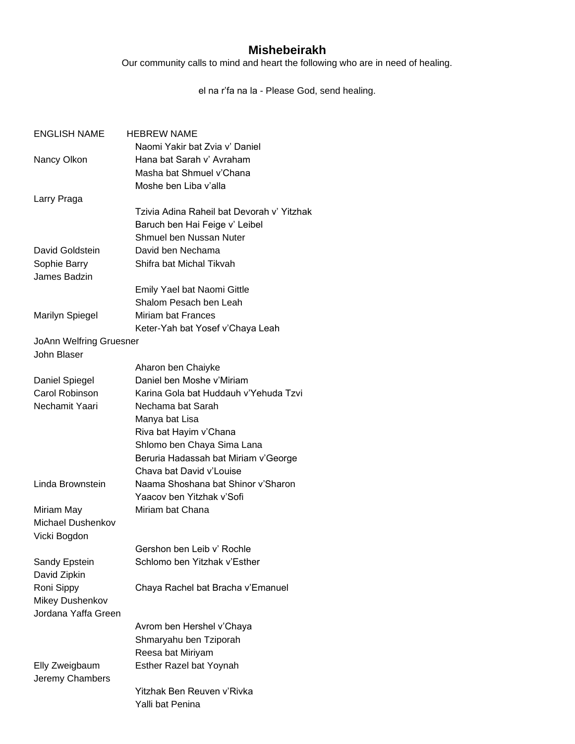## Mishebeirakh

Our community calls to mind and heart the following who are in need of healing.

el na r'fa na la - Please God, send healing.

| ENGLISH NAME | HEBREW NAME |
|---|---|
| | Naomi Yakir bat Zvia v' Daniel |
| Nancy Olkon | Hana bat Sarah v' Avraham |
| | Masha bat Shmuel v'Chana |
| | Moshe ben Liba v'alla |
| Larry Praga | |
| | Tzivia Adina Raheil bat Devorah v' Yitzhak |
| | Baruch ben Hai Feige v' Leibel |
| | Shmuel ben Nussan Nuter |
| David Goldstein | David ben Nechama |
| Sophie Barry | Shifra bat Michal Tikvah |
| James Badzin | |
| | Emily Yael bat Naomi Gittle |
| | Shalom Pesach ben Leah |
| Marilyn Spiegel | Miriam bat Frances |
| | Keter-Yah bat Yosef v'Chaya Leah |
| JoAnn Welfring Gruesner | |
| John Blaser | |
| | Aharon ben Chaiyke |
| Daniel Spiegel | Daniel ben Moshe v'Miriam |
| Carol Robinson | Karina Gola bat Huddauh v'Yehuda Tzvi |
| Nechamit Yaari | Nechama bat Sarah |
| | Manya bat Lisa |
| | Riva bat Hayim v'Chana |
| | Shlomo ben Chaya Sima Lana |
| | Beruria Hadassah bat Miriam v'George |
| | Chava bat David v'Louise |
| Linda Brownstein | Naama Shoshana bat Shinor v'Sharon |
| | Yaacov ben Yitzhak v'Sofi |
| Miriam May | Miriam bat Chana |
| Michael Dushenkov | |
| Vicki Bogdon | |
| | Gershon ben Leib v' Rochle |
| Sandy Epstein | Schlomo ben Yitzhak v'Esther |
| David Zipkin | |
| Roni Sippy | Chaya Rachel bat Bracha v'Emanuel |
| Mikey Dushenkov | |
| Jordana Yaffa Green | |
| | Avrom ben Hershel v'Chaya |
| | Shmaryahu ben Tziporah |
| | Reesa bat Miriyam |
| Elly Zweigbaum | Esther Razel bat Yoynah |
| Jeremy Chambers | |
| | Yitzhak Ben Reuven v'Rivka |
| | Yalli bat Penina |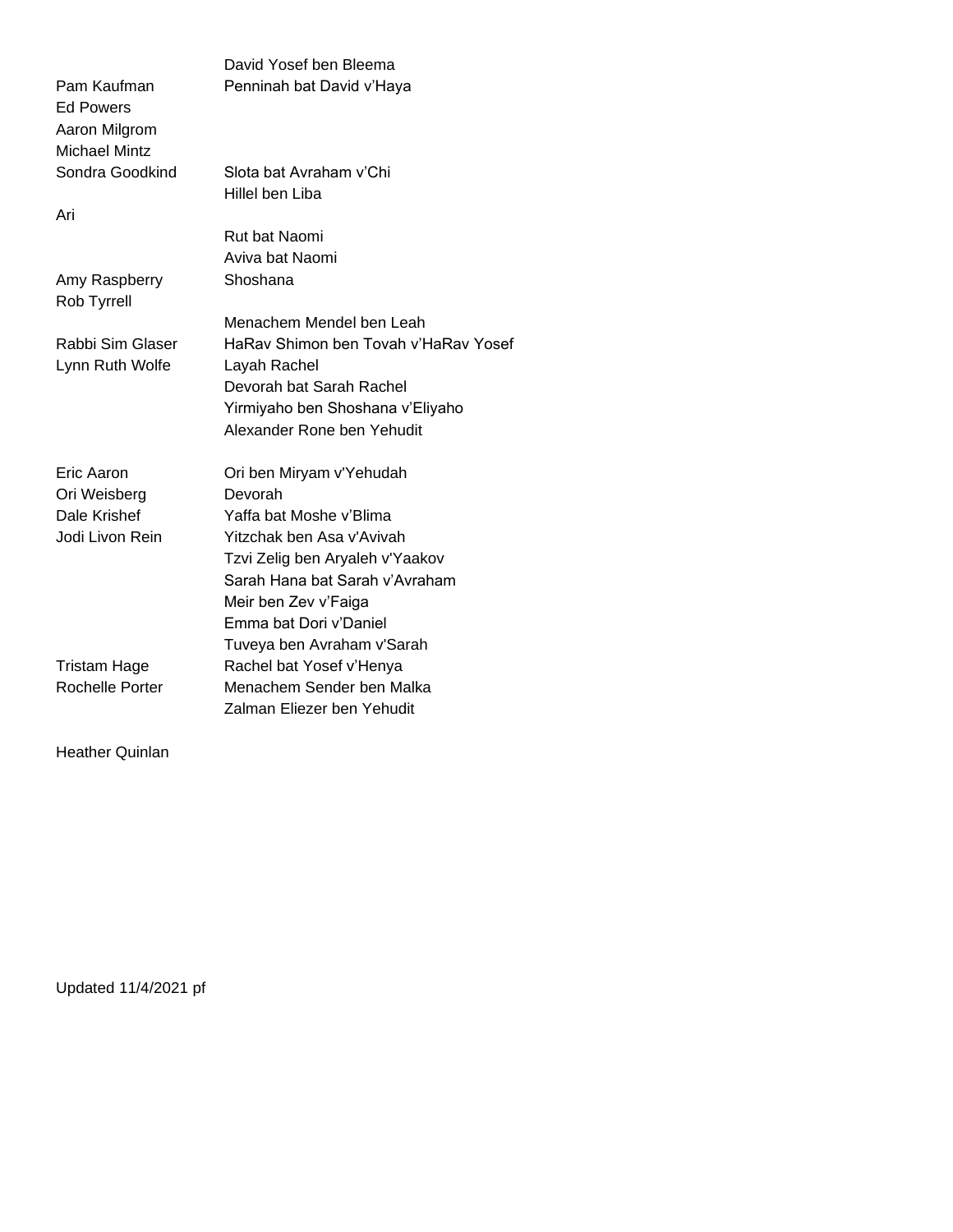| | |
|---|---|
| | David Yosef ben Bleema |
| Pam Kaufman | Penninah bat David v'Haya |
| Ed Powers | |
| Aaron Milgrom | |
| Michael Mintz | |
| Sondra Goodkind | Slota bat Avraham v'Chi |
| | Hillel ben Liba |
| Ari | |
| | Rut bat Naomi |
| | Aviva bat Naomi |
| Amy Raspberry | Shoshana |
| Rob Tyrrell | |
| | Menachem Mendel ben Leah |
| Rabbi Sim Glaser | HaRav Shimon ben Tovah v'HaRav Yosef |
| Lynn Ruth Wolfe | Layah Rachel |
| | Devorah bat Sarah Rachel |
| | Yirmiyaho ben Shoshana v'Eliyaho |
| | Alexander Rone ben Yehudit |
| | |
| Eric Aaron | Ori ben Miryam v'Yehudah |
| Ori Weisberg | Devorah |
| Dale Krishef | Yaffa bat Moshe v'Blima |
| Jodi Livon Rein | Yitzchak ben Asa v'Avivah |
| | Tzvi Zelig ben Aryaleh v'Yaakov |
| | Sarah Hana bat Sarah v'Avraham |
| | Meir ben Zev v'Faiga |
| | Emma bat Dori v'Daniel |
| | Tuveya ben Avraham v'Sarah |
| Tristam Hage | Rachel bat Yosef v'Henya |
| Rochelle Porter | Menachem Sender ben Malka |
| | Zalman Eliezer ben Yehudit |
| | |
| Heather Quinlan | |

Updated 11/4/2021 pf